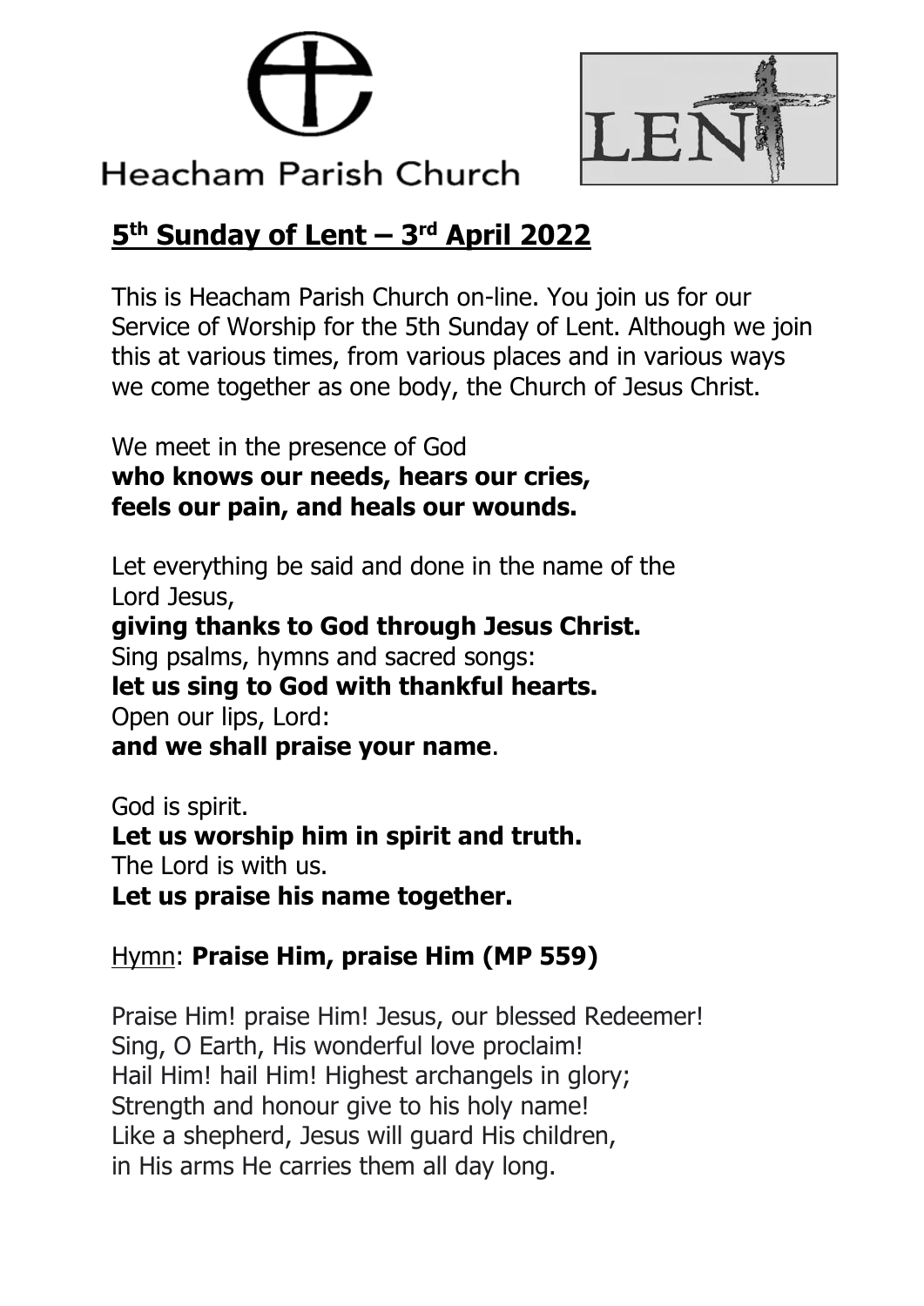# Heacham Parish Church

## 5th Sunday of Lent – 3rd April 2022

This is Heacham Parish Church on-line. You join us for our Service of Worship for the 5th Sunday of Lent. Although we join this at various times, from various places and in various ways we come together as one body, the Church of Jesus Christ.

We meet in the presence of God
**who knows our needs, hears our cries,**
**feels our pain, and heals our wounds.**

Let everything be said and done in the name of the Lord Jesus,
**giving thanks to God through Jesus Christ.**
Sing psalms, hymns and sacred songs:
**let us sing to God with thankful hearts.**
Open our lips, Lord:
**and we shall praise your name**.

God is spirit.
**Let us worship him in spirit and truth.**
The Lord is with us.
**Let us praise his name together.**

Hymn: **Praise Him, praise Him (MP 559)**

Praise Him! praise Him! Jesus, our blessed Redeemer!
Sing, O Earth, His wonderful love proclaim!
Hail Him! hail Him! Highest archangels in glory;
Strength and honour give to his holy name!
Like a shepherd, Jesus will guard His children,
in His arms He carries them all day long.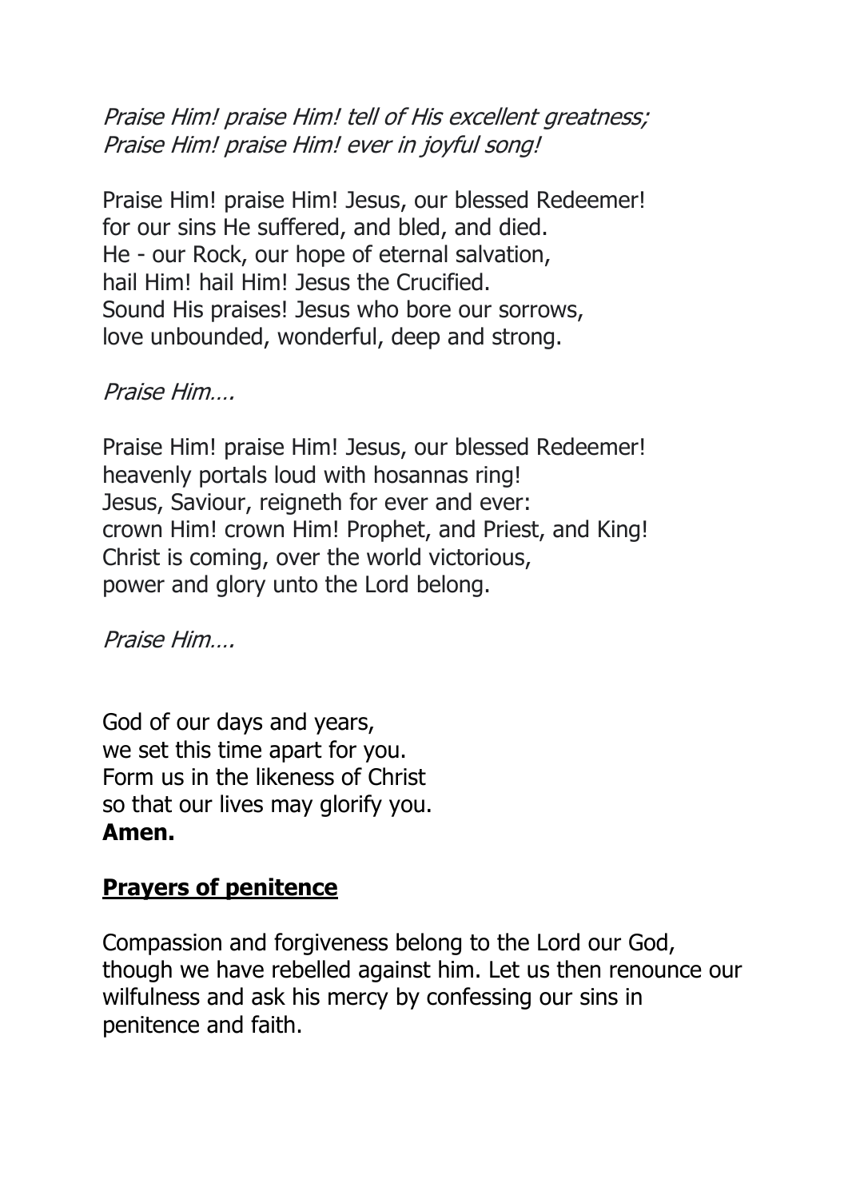*Praise Him! praise Him! tell of His excellent greatness;*
*Praise Him! praise Him! ever in joyful song!*

Praise Him! praise Him! Jesus, our blessed Redeemer!
for our sins He suffered, and bled, and died.
He - our Rock, our hope of eternal salvation,
hail Him! hail Him! Jesus the Crucified.
Sound His praises! Jesus who bore our sorrows,
love unbounded, wonderful, deep and strong.

*Praise Him….*

Praise Him! praise Him! Jesus, our blessed Redeemer!
heavenly portals loud with hosannas ring!
Jesus, Saviour, reigneth for ever and ever:
crown Him! crown Him! Prophet, and Priest, and King!
Christ is coming, over the world victorious,
power and glory unto the Lord belong.

*Praise Him….*

God of our days and years,
we set this time apart for you.
Form us in the likeness of Christ
so that our lives may glorify you.
**Amen.**

## Prayers of penitence

Compassion and forgiveness belong to the Lord our God, though we have rebelled against him. Let us then renounce our wilfulness and ask his mercy by confessing our sins in penitence and faith.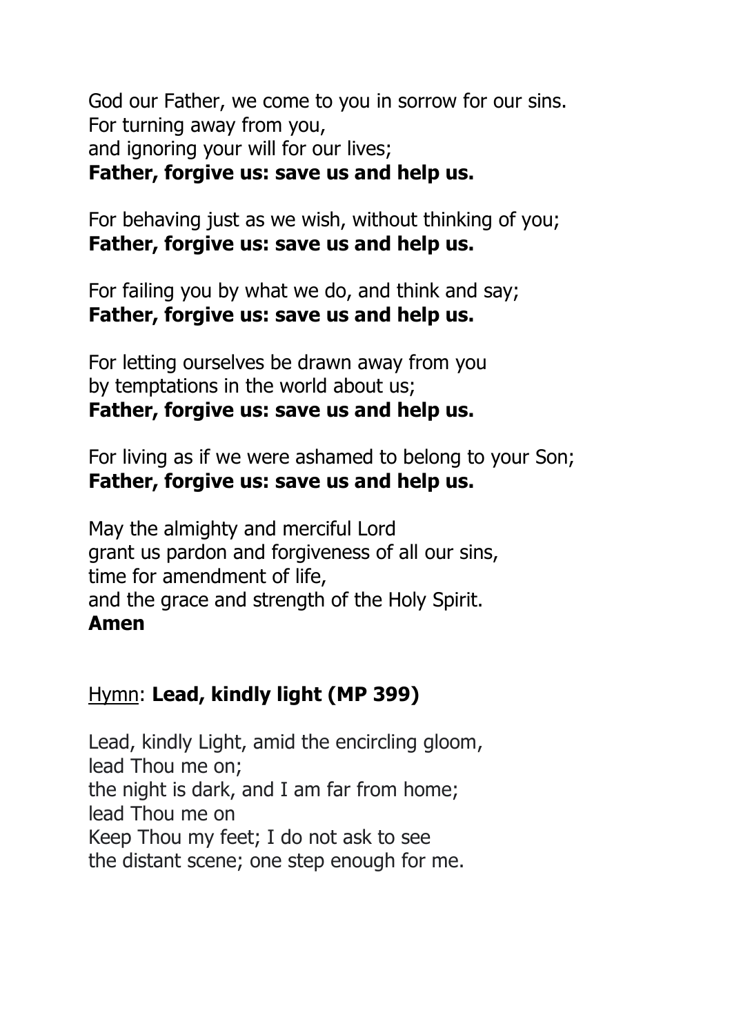God our Father, we come to you in sorrow for our sins.
For turning away from you,
and ignoring your will for our lives;
**Father, forgive us: save us and help us.**

For behaving just as we wish, without thinking of you;
**Father, forgive us: save us and help us.**

For failing you by what we do, and think and say;
**Father, forgive us: save us and help us.**

For letting ourselves be drawn away from you
by temptations in the world about us;
**Father, forgive us: save us and help us.**

For living as if we were ashamed to belong to your Son;
**Father, forgive us: save us and help us.**

May the almighty and merciful Lord
grant us pardon and forgiveness of all our sins,
time for amendment of life,
and the grace and strength of the Holy Spirit.
**Amen**

<u>Hymn</u>: **Lead, kindly light (MP 399)**

Lead, kindly Light, amid the encircling gloom,
lead Thou me on;
the night is dark, and I am far from home;
lead Thou me on
Keep Thou my feet; I do not ask to see
the distant scene; one step enough for me.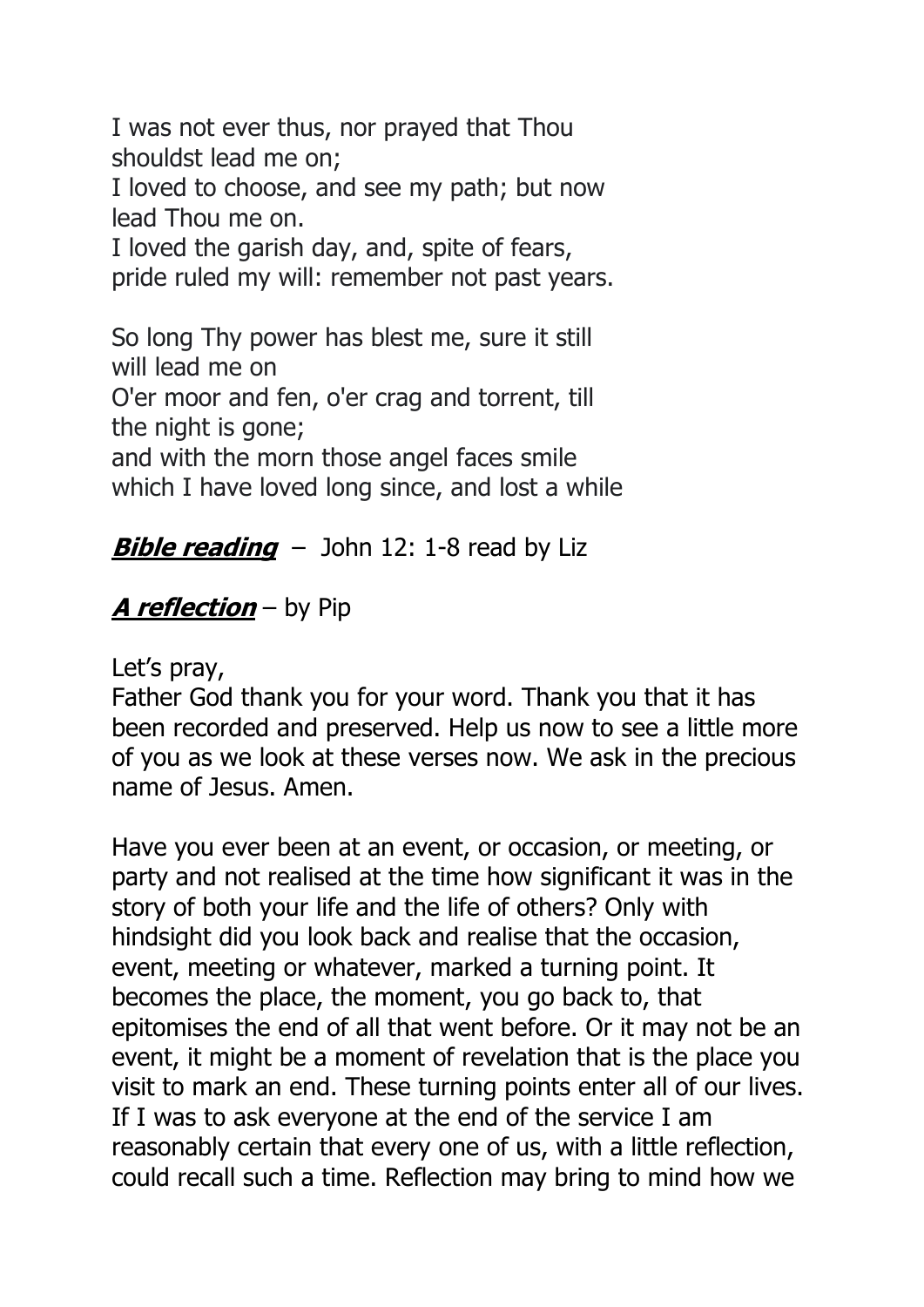I was not ever thus, nor prayed that Thou
shouldst lead me on;
I loved to choose, and see my path; but now
lead Thou me on.
I loved the garish day, and, spite of fears,
pride ruled my will: remember not past years.

So long Thy power has blest me, sure it still
will lead me on
O'er moor and fen, o'er crag and torrent, till
the night is gone;
and with the morn those angel faces smile
which I have loved long since, and lost a while

***Bible reading*** – John 12: 1-8 read by Liz

***A reflection*** – by Pip

Let's pray,
Father God thank you for your word. Thank you that it has been recorded and preserved. Help us now to see a little more of you as we look at these verses now. We ask in the precious name of Jesus. Amen.

Have you ever been at an event, or occasion, or meeting, or party and not realised at the time how significant it was in the story of both your life and the life of others? Only with hindsight did you look back and realise that the occasion, event, meeting or whatever, marked a turning point. It becomes the place, the moment, you go back to, that epitomises the end of all that went before. Or it may not be an event, it might be a moment of revelation that is the place you visit to mark an end. These turning points enter all of our lives. If I was to ask everyone at the end of the service I am reasonably certain that every one of us, with a little reflection, could recall such a time. Reflection may bring to mind how we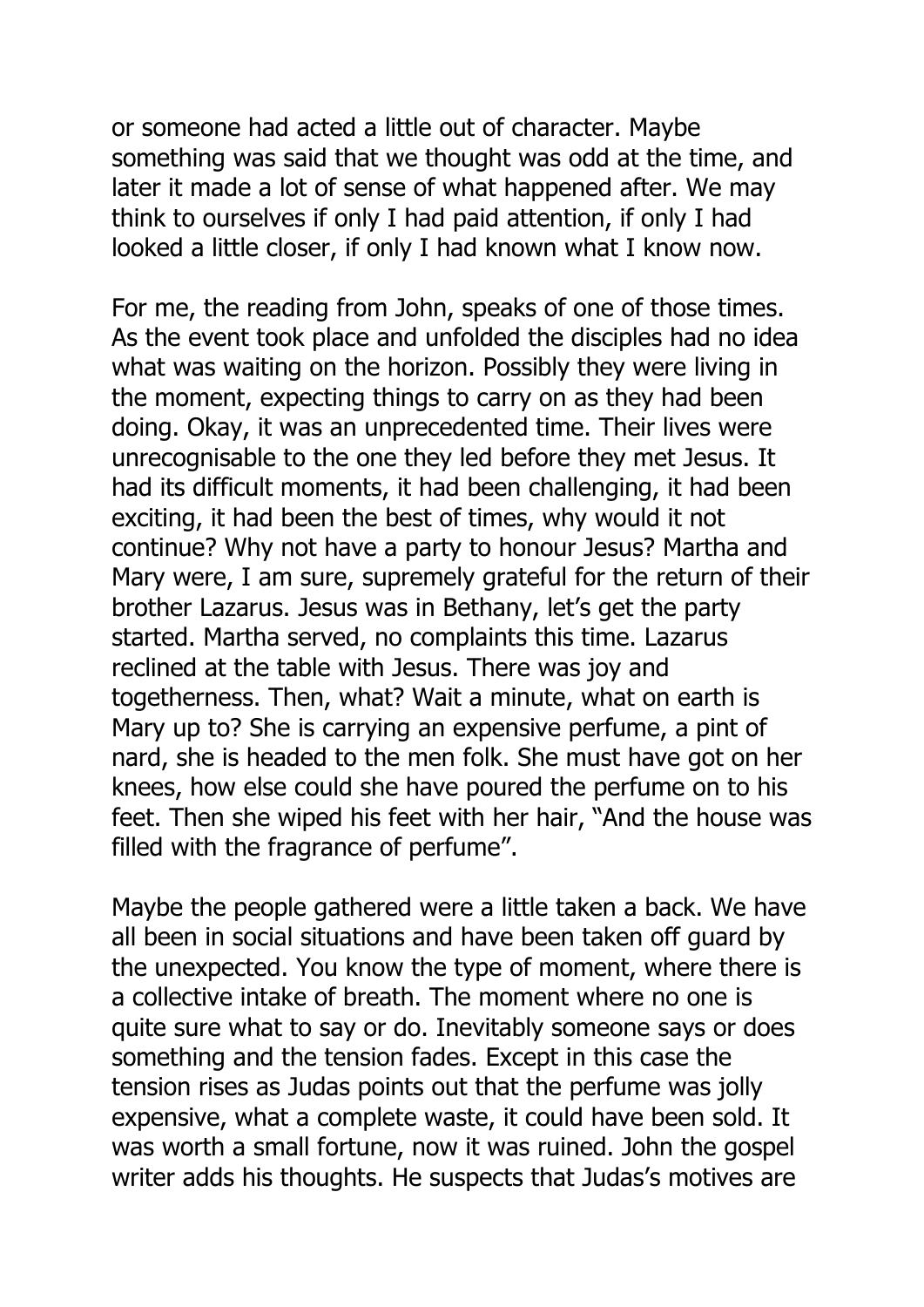or someone had acted a little out of character. Maybe something was said that we thought was odd at the time, and later it made a lot of sense of what happened after. We may think to ourselves if only I had paid attention, if only I had looked a little closer, if only I had known what I know now.

For me, the reading from John, speaks of one of those times. As the event took place and unfolded the disciples had no idea what was waiting on the horizon. Possibly they were living in the moment, expecting things to carry on as they had been doing. Okay, it was an unprecedented time. Their lives were unrecognisable to the one they led before they met Jesus. It had its difficult moments, it had been challenging, it had been exciting, it had been the best of times, why would it not continue? Why not have a party to honour Jesus? Martha and Mary were, I am sure, supremely grateful for the return of their brother Lazarus. Jesus was in Bethany, let's get the party started. Martha served, no complaints this time. Lazarus reclined at the table with Jesus. There was joy and togetherness. Then, what? Wait a minute, what on earth is Mary up to? She is carrying an expensive perfume, a pint of nard, she is headed to the men folk. She must have got on her knees, how else could she have poured the perfume on to his feet. Then she wiped his feet with her hair, "And the house was filled with the fragrance of perfume".

Maybe the people gathered were a little taken a back. We have all been in social situations and have been taken off guard by the unexpected. You know the type of moment, where there is a collective intake of breath. The moment where no one is quite sure what to say or do. Inevitably someone says or does something and the tension fades. Except in this case the tension rises as Judas points out that the perfume was jolly expensive, what a complete waste, it could have been sold. It was worth a small fortune, now it was ruined. John the gospel writer adds his thoughts. He suspects that Judas's motives are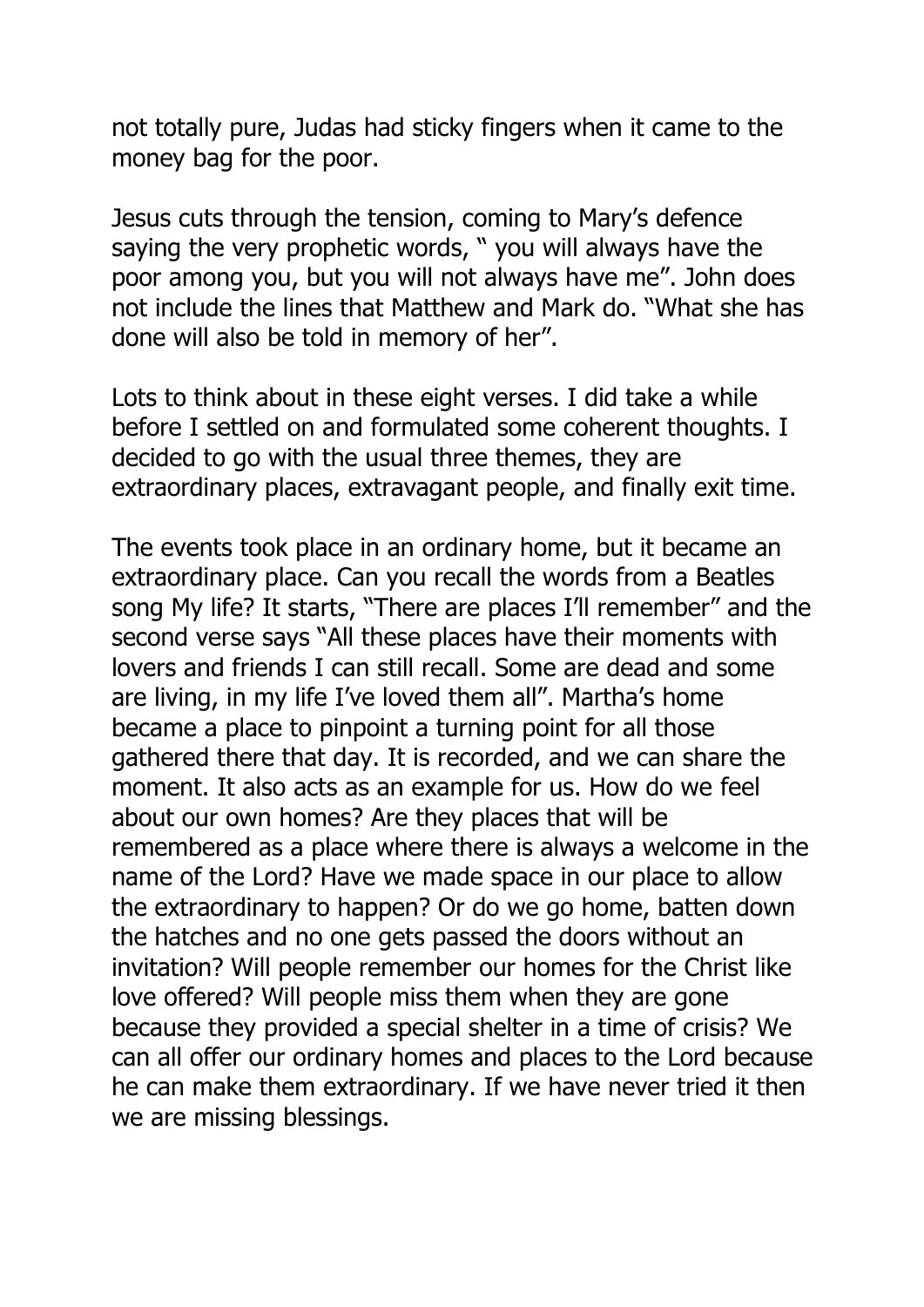not totally pure, Judas had sticky fingers when it came to the money bag for the poor.

Jesus cuts through the tension, coming to Mary's defence saying the very prophetic words, " you will always have the poor among you, but you will not always have me". John does not include the lines that Matthew and Mark do. "What she has done will also be told in memory of her".

Lots to think about in these eight verses. I did take a while before I settled on and formulated some coherent thoughts. I decided to go with the usual three themes, they are extraordinary places, extravagant people, and finally exit time.

The events took place in an ordinary home, but it became an extraordinary place. Can you recall the words from a Beatles song My life? It starts, "There are places I'll remember" and the second verse says "All these places have their moments with lovers and friends I can still recall. Some are dead and some are living, in my life I've loved them all". Martha's home became a place to pinpoint a turning point for all those gathered there that day. It is recorded, and we can share the moment. It also acts as an example for us. How do we feel about our own homes? Are they places that will be remembered as a place where there is always a welcome in the name of the Lord? Have we made space in our place to allow the extraordinary to happen? Or do we go home, batten down the hatches and no one gets passed the doors without an invitation? Will people remember our homes for the Christ like love offered? Will people miss them when they are gone because they provided a special shelter in a time of crisis? We can all offer our ordinary homes and places to the Lord because he can make them extraordinary. If we have never tried it then we are missing blessings.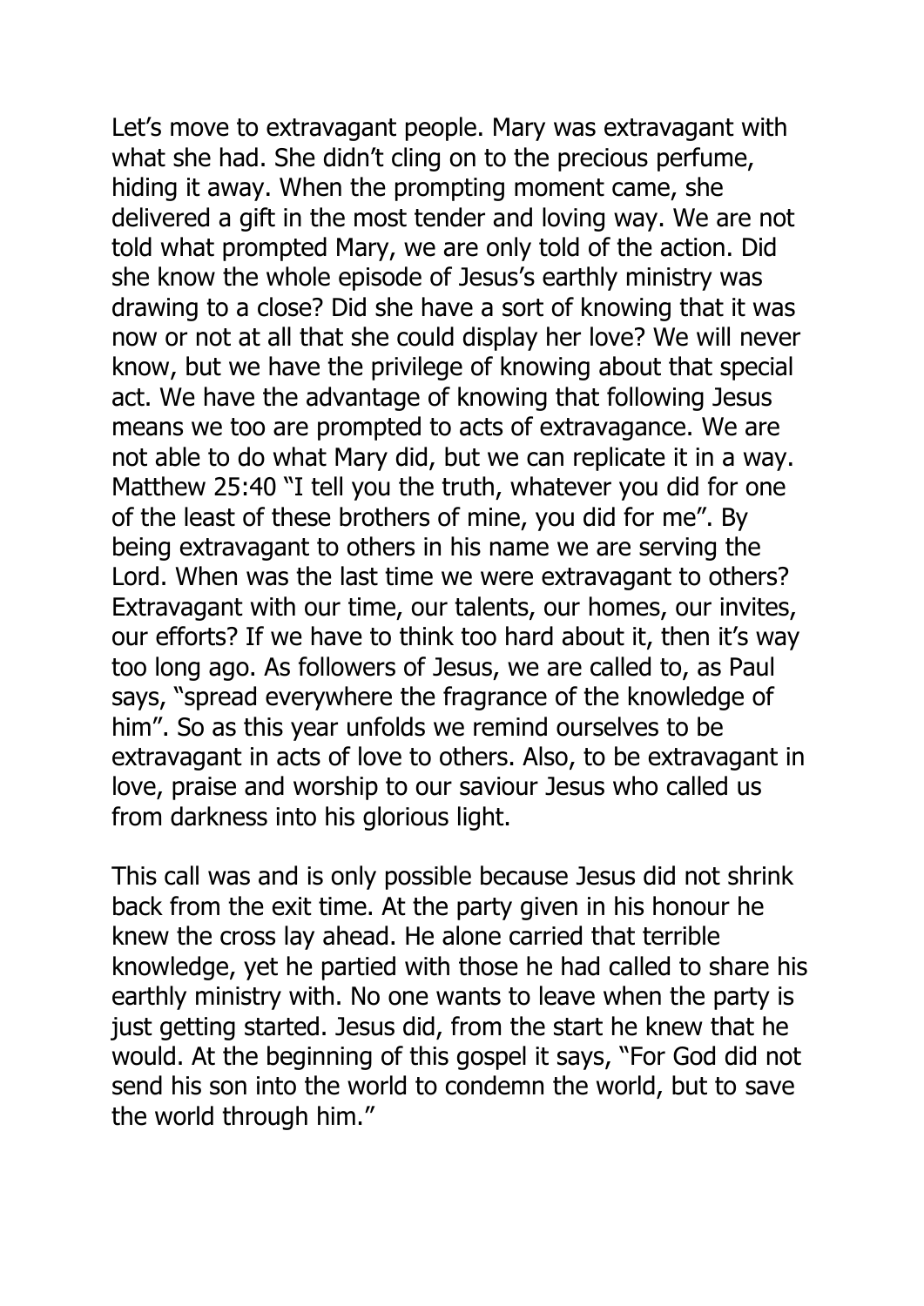Let’s move to extravagant people. Mary was extravagant with what she had. She didn’t cling on to the precious perfume, hiding it away. When the prompting moment came, she delivered a gift in the most tender and loving way. We are not told what prompted Mary, we are only told of the action. Did she know the whole episode of Jesus’s earthly ministry was drawing to a close? Did she have a sort of knowing that it was now or not at all that she could display her love? We will never know, but we have the privilege of knowing about that special act. We have the advantage of knowing that following Jesus means we too are prompted to acts of extravagance. We are not able to do what Mary did, but we can replicate it in a way. Matthew 25:40 “I tell you the truth, whatever you did for one of the least of these brothers of mine, you did for me”. By being extravagant to others in his name we are serving the Lord. When was the last time we were extravagant to others? Extravagant with our time, our talents, our homes, our invites, our efforts? If we have to think too hard about it, then it’s way too long ago. As followers of Jesus, we are called to, as Paul says, “spread everywhere the fragrance of the knowledge of him”. So as this year unfolds we remind ourselves to be extravagant in acts of love to others. Also, to be extravagant in love, praise and worship to our saviour Jesus who called us from darkness into his glorious light.

This call was and is only possible because Jesus did not shrink back from the exit time. At the party given in his honour he knew the cross lay ahead. He alone carried that terrible knowledge, yet he partied with those he had called to share his earthly ministry with. No one wants to leave when the party is just getting started. Jesus did, from the start he knew that he would. At the beginning of this gospel it says, “For God did not send his son into the world to condemn the world, but to save the world through him.”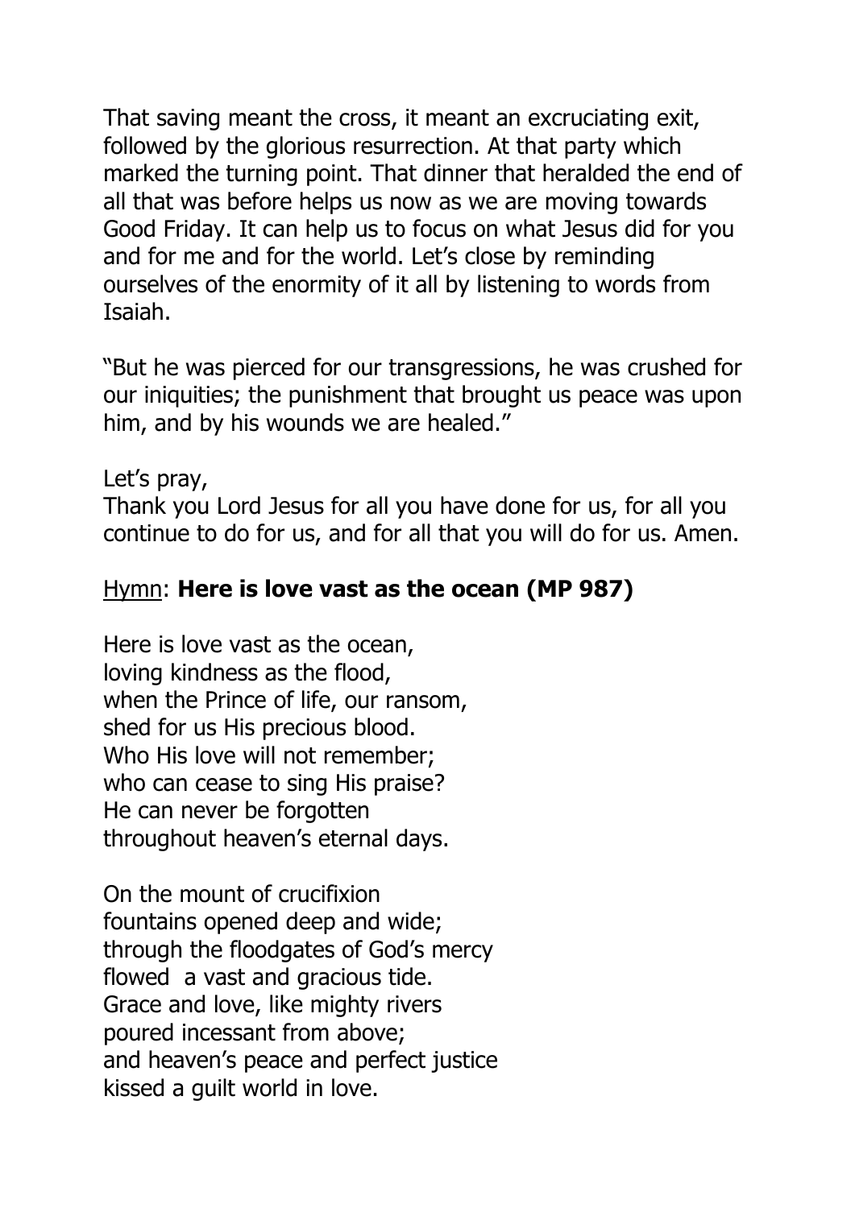That saving meant the cross, it meant an excruciating exit, followed by the glorious resurrection. At that party which marked the turning point. That dinner that heralded the end of all that was before helps us now as we are moving towards Good Friday. It can help us to focus on what Jesus did for you and for me and for the world. Let's close by reminding ourselves of the enormity of it all by listening to words from Isaiah.

"But he was pierced for our transgressions, he was crushed for our iniquities; the punishment that brought us peace was upon him, and by his wounds we are healed."

Let's pray,
Thank you Lord Jesus for all you have done for us, for all you continue to do for us, and for all that you will do for us. Amen.

<u>Hymn</u>: **Here is love vast as the ocean (MP 987)**

Here is love vast as the ocean,
loving kindness as the flood,
when the Prince of life, our ransom,
shed for us His precious blood.
Who His love will not remember;
who can cease to sing His praise?
He can never be forgotten
throughout heaven's eternal days.

On the mount of crucifixion
fountains opened deep and wide;
through the floodgates of God's mercy
flowed a vast and gracious tide.
Grace and love, like mighty rivers
poured incessant from above;
and heaven's peace and perfect justice
kissed a guilt world in love.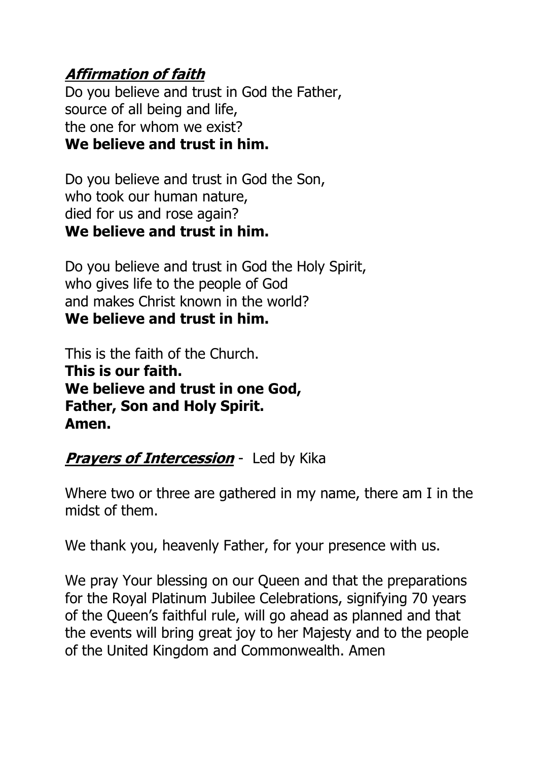***Affirmation of faith***

Do you believe and trust in God the Father,
source of all being and life,
the one for whom we exist?
**We believe and trust in him.**

Do you believe and trust in God the Son,
who took our human nature,
died for us and rose again?
**We believe and trust in him.**

Do you believe and trust in God the Holy Spirit,
who gives life to the people of God
and makes Christ known in the world?
**We believe and trust in him.**

This is the faith of the Church.
**This is our faith.**
**We believe and trust in one God,**
**Father, Son and Holy Spirit.**
**Amen.**

***Prayers of Intercession*** - Led by Kika

Where two or three are gathered in my name, there am I in the midst of them.

We thank you, heavenly Father, for your presence with us.

We pray Your blessing on our Queen and that the preparations for the Royal Platinum Jubilee Celebrations, signifying 70 years of the Queen's faithful rule, will go ahead as planned and that the events will bring great joy to her Majesty and to the people of the United Kingdom and Commonwealth. Amen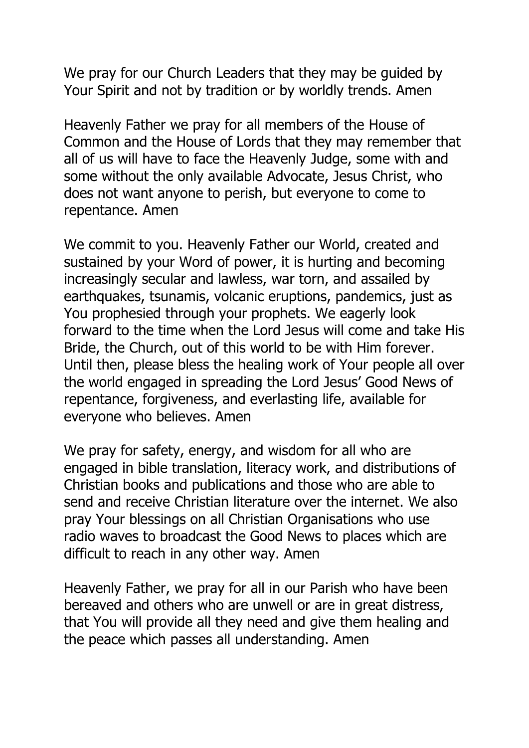We pray for our Church Leaders that they may be guided by Your Spirit and not by tradition or by worldly trends. Amen

Heavenly Father we pray for all members of the House of Common and the House of Lords that they may remember that all of us will have to face the Heavenly Judge, some with and some without the only available Advocate, Jesus Christ, who does not want anyone to perish, but everyone to come to repentance. Amen

We commit to you. Heavenly Father our World, created and sustained by your Word of power, it is hurting and becoming increasingly secular and lawless, war torn, and assailed by earthquakes, tsunamis, volcanic eruptions, pandemics, just as You prophesied through your prophets. We eagerly look forward to the time when the Lord Jesus will come and take His Bride, the Church, out of this world to be with Him forever. Until then, please bless the healing work of Your people all over the world engaged in spreading the Lord Jesus' Good News of repentance, forgiveness, and everlasting life, available for everyone who believes. Amen

We pray for safety, energy, and wisdom for all who are engaged in bible translation, literacy work, and distributions of Christian books and publications and those who are able to send and receive Christian literature over the internet. We also pray Your blessings on all Christian Organisations who use radio waves to broadcast the Good News to places which are difficult to reach in any other way. Amen

Heavenly Father, we pray for all in our Parish who have been bereaved and others who are unwell or are in great distress, that You will provide all they need and give them healing and the peace which passes all understanding. Amen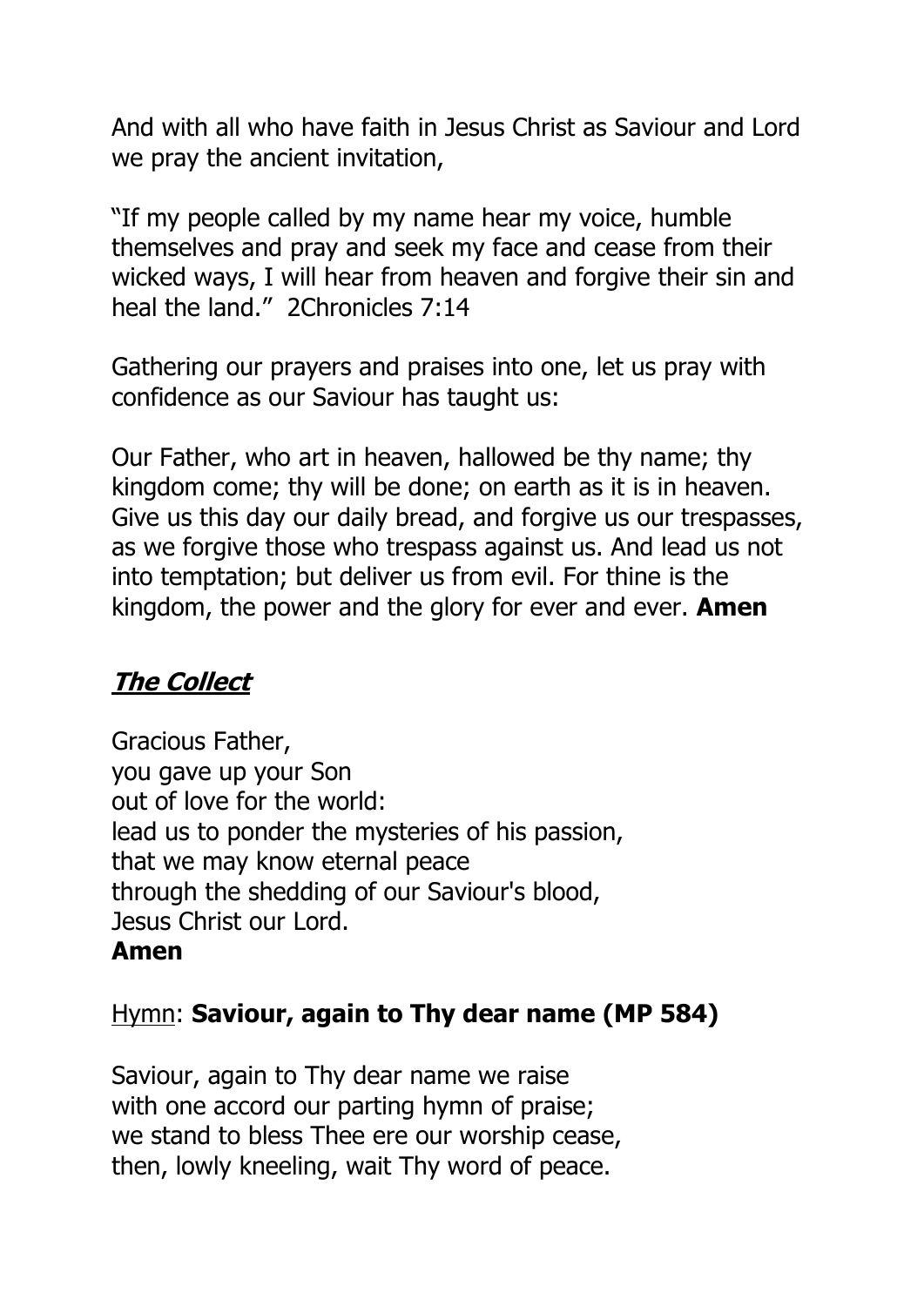And with all who have faith in Jesus Christ as Saviour and Lord we pray the ancient invitation,

"If my people called by my name hear my voice, humble themselves and pray and seek my face and cease from their wicked ways, I will hear from heaven and forgive their sin and heal the land." 2Chronicles 7:14

Gathering our prayers and praises into one, let us pray with confidence as our Saviour has taught us:

Our Father, who art in heaven, hallowed be thy name; thy kingdom come; thy will be done; on earth as it is in heaven. Give us this day our daily bread, and forgive us our trespasses, as we forgive those who trespass against us. And lead us not into temptation; but deliver us from evil. For thine is the kingdom, the power and the glory for ever and ever. **Amen**

## ***The Collect***

Gracious Father,  
you gave up your Son  
out of love for the world:  
lead us to ponder the mysteries of his passion,  
that we may know eternal peace  
through the shedding of our Saviour's blood,  
Jesus Christ our Lord.  
**Amen**

Hymn: **Saviour, again to Thy dear name (MP 584)**

Saviour, again to Thy dear name we raise  
with one accord our parting hymn of praise;  
we stand to bless Thee ere our worship cease,  
then, lowly kneeling, wait Thy word of peace.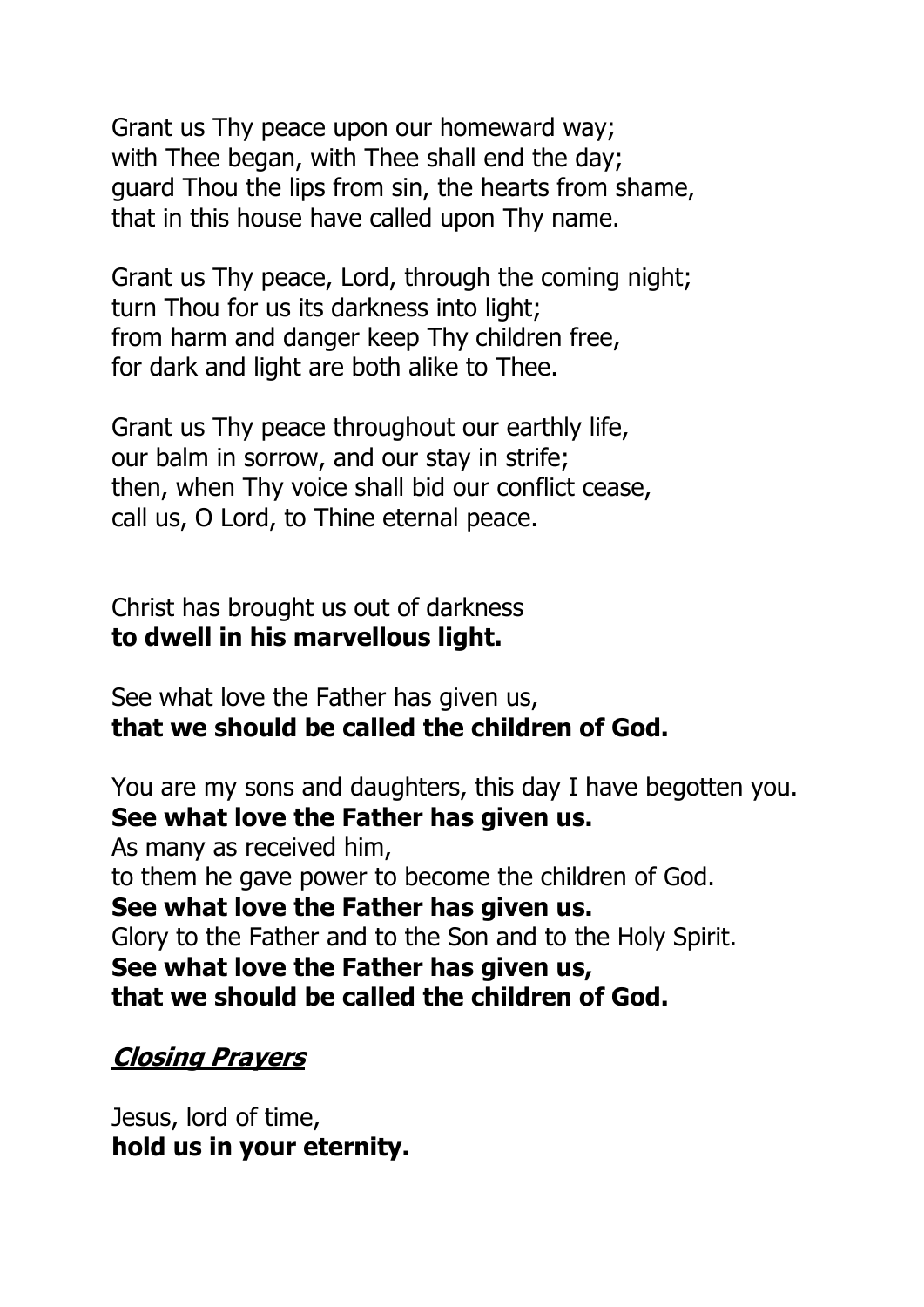Grant us Thy peace upon our homeward way;
with Thee began, with Thee shall end the day;
guard Thou the lips from sin, the hearts from shame,
that in this house have called upon Thy name.

Grant us Thy peace, Lord, through the coming night;
turn Thou for us its darkness into light;
from harm and danger keep Thy children free,
for dark and light are both alike to Thee.

Grant us Thy peace throughout our earthly life,
our balm in sorrow, and our stay in strife;
then, when Thy voice shall bid our conflict cease,
call us, O Lord, to Thine eternal peace.

Christ has brought us out of darkness
**to dwell in his marvellous light.**

See what love the Father has given us,
**that we should be called the children of God.**

You are my sons and daughters, this day I have begotten you.
**See what love the Father has given us.**
As many as received him,
to them he gave power to become the children of God.
**See what love the Father has given us.**
Glory to the Father and to the Son and to the Holy Spirit.
**See what love the Father has given us,**
**that we should be called the children of God.**

## ***Closing Prayers***

Jesus, lord of time,
**hold us in your eternity.**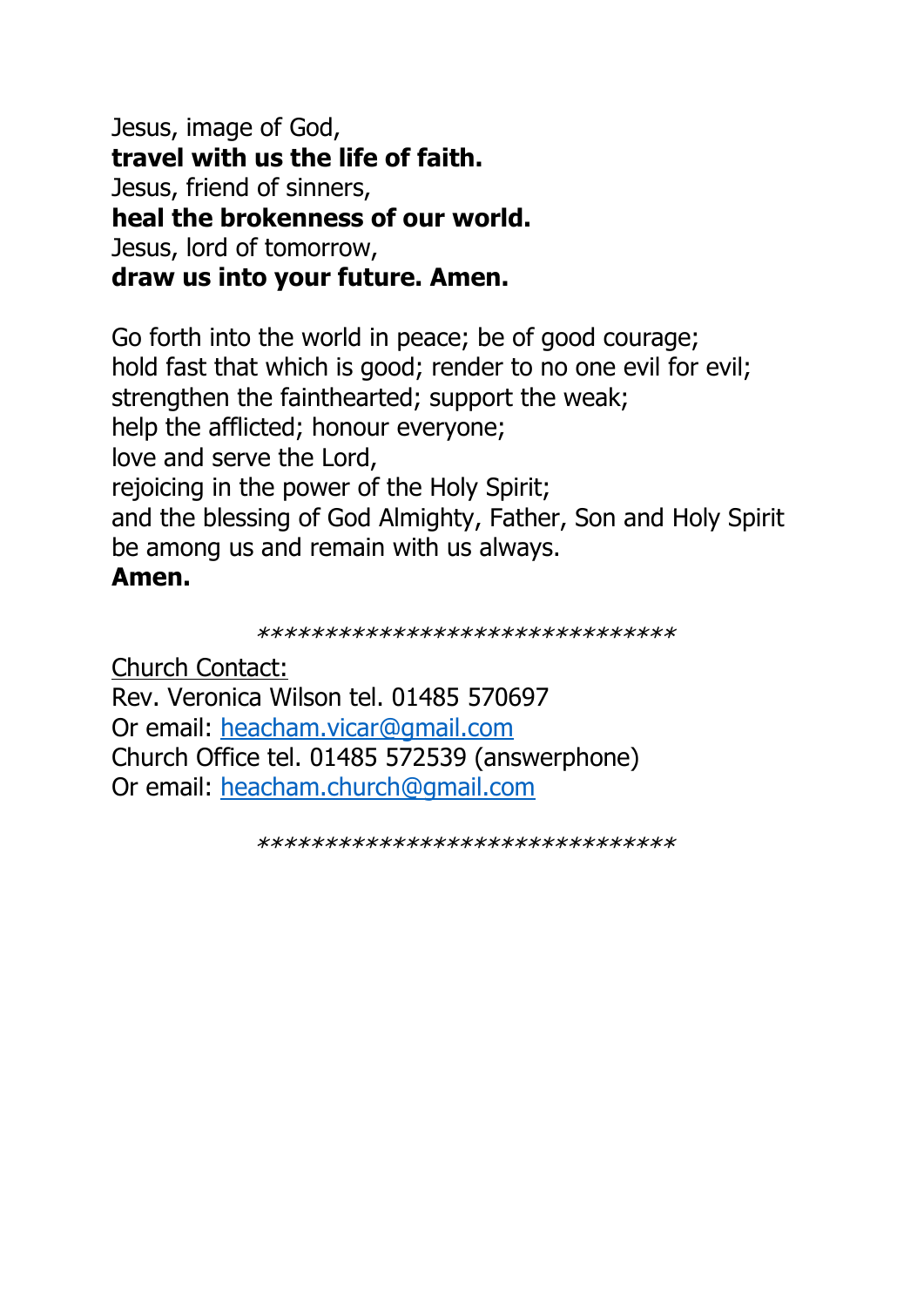Jesus, image of God,
**travel with us the life of faith.**
Jesus, friend of sinners,
**heal the brokenness of our world.**
Jesus, lord of tomorrow,
**draw us into your future. Amen.**

Go forth into the world in peace; be of good courage;
hold fast that which is good; render to no one evil for evil;
strengthen the fainthearted; support the weak;
help the afflicted; honour everyone;
love and serve the Lord,
rejoicing in the power of the Holy Spirit;
and the blessing of God Almighty, Father, Son and Holy Spirit
be among us and remain with us always.
**Amen.**

*******************************

Church Contact:
Rev. Veronica Wilson tel. 01485 570697
Or email: heacham.vicar@gmail.com
Church Office tel. 01485 572539 (answerphone)
Or email: heacham.church@gmail.com

*******************************